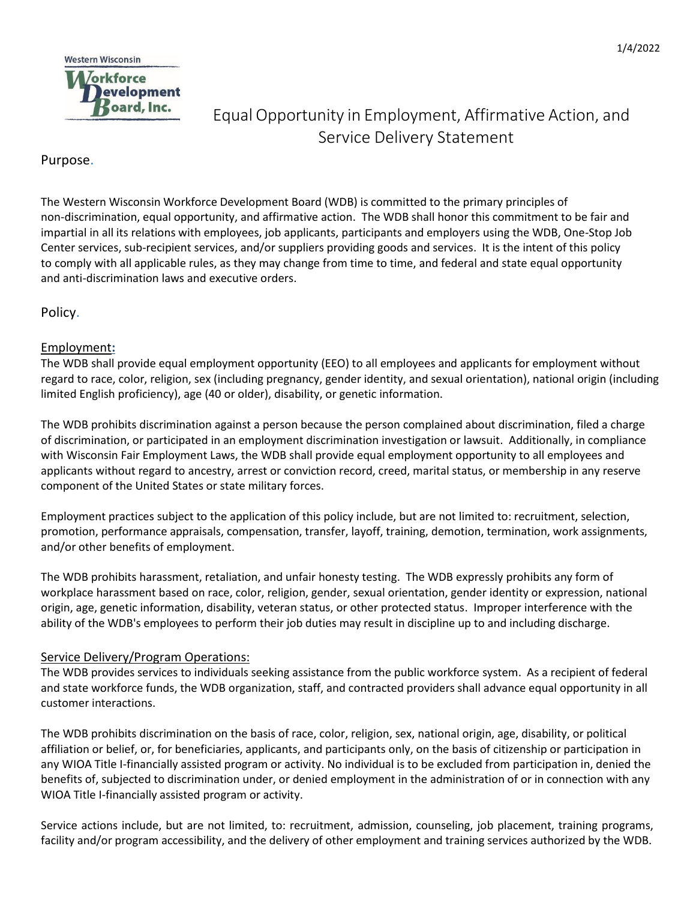1/4/2022

Western Wisconsin Workforce Development Board, Inc.

# Equal Opportunity in Employment, Affirmative Action, and Service Delivery Statement

## Purpose.

The Western Wisconsin Workforce Development Board (WDB) is committed to the primary principles of non-discrimination, equal opportunity, and affirmative action. The WDB shall honor this commitment to be fair and impartial in all its relations with employees, job applicants, participants and employers using the WDB, One-Stop Job Center services, sub-recipient services, and/or suppliers providing goods and services. It is the intent of this policy to comply with all applicable rules, as they may change from time to time, and federal and state equal opportunity and anti-discrimination laws and executive orders.

## Policy.

### Employment:

The WDB shall provide equal employment opportunity (EEO) to all employees and applicants for employment without regard to race, color, religion, sex (including pregnancy, gender identity, and sexual orientation), national origin (including limited English proficiency), age (40 or older), disability, or genetic information.

The WDB prohibits discrimination against a person because the person complained about discrimination, filed a charge of discrimination, or participated in an employment discrimination investigation or lawsuit. Additionally, in compliance with Wisconsin Fair Employment Laws, the WDB shall provide equal employment opportunity to all employees and applicants without regard to ancestry, arrest or conviction record, creed, marital status, or membership in any reserve component of the United States or state military forces.

Employment practices subject to the application of this policy include, but are not limited to: recruitment, selection, promotion, performance appraisals, compensation, transfer, layoff, training, demotion, termination, work assignments, and/or other benefits of employment.

The WDB prohibits harassment, retaliation, and unfair honesty testing. The WDB expressly prohibits any form of workplace harassment based on race, color, religion, gender, sexual orientation, gender identity or expression, national origin, age, genetic information, disability, veteran status, or other protected status. Improper interference with the ability of the WDB's employees to perform their job duties may result in discipline up to and including discharge.

### Service Delivery/Program Operations:

The WDB provides services to individuals seeking assistance from the public workforce system. As a recipient of federal and state workforce funds, the WDB organization, staff, and contracted providers shall advance equal opportunity in all customer interactions.

The WDB prohibits discrimination on the basis of race, color, religion, sex, national origin, age, disability, or political affiliation or belief, or, for beneficiaries, applicants, and participants only, on the basis of citizenship or participation in any WIOA Title I-financially assisted program or activity. No individual is to be excluded from participation in, denied the benefits of, subjected to discrimination under, or denied employment in the administration of or in connection with any WIOA Title I-financially assisted program or activity.

Service actions include, but are not limited, to: recruitment, admission, counseling, job placement, training programs, facility and/or program accessibility, and the delivery of other employment and training services authorized by the WDB.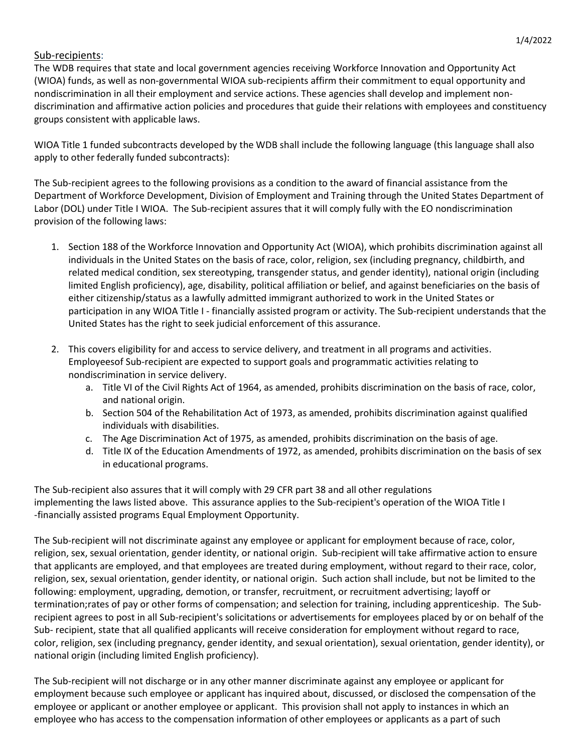Sub-recipients:

The WDB requires that state and local government agencies receiving Workforce Innovation and Opportunity Act (WIOA) funds, as well as non-governmental WIOA sub-recipients affirm their commitment to equal opportunity and nondiscrimination in all their employment and service actions. These agencies shall develop and implement non-discrimination and affirmative action policies and procedures that guide their relations with employees and constituency groups consistent with applicable laws.

WIOA Title 1 funded subcontracts developed by the WDB shall include the following language (this language shall also apply to other federally funded subcontracts):

The Sub-recipient agrees to the following provisions as a condition to the award of financial assistance from the Department of Workforce Development, Division of Employment and Training through the United States Department of Labor (DOL) under Title I WIOA. The Sub-recipient assures that it will comply fully with the EO nondiscrimination provision of the following laws:

1. Section 188 of the Workforce Innovation and Opportunity Act (WIOA), which prohibits discrimination against all individuals in the United States on the basis of race, color, religion, sex (including pregnancy, childbirth, and related medical condition, sex stereotyping, transgender status, and gender identity), national origin (including limited English proficiency), age, disability, political affiliation or belief, and against beneficiaries on the basis of either citizenship/status as a lawfully admitted immigrant authorized to work in the United States or participation in any WIOA Title I - financially assisted program or activity. The Sub-recipient understands that the United States has the right to seek judicial enforcement of this assurance.

2. This covers eligibility for and access to service delivery, and treatment in all programs and activities. Employeesof Sub-recipient are expected to support goals and programmatic activities relating to nondiscrimination in service delivery.
   a. Title VI of the Civil Rights Act of 1964, as amended, prohibits discrimination on the basis of race, color, and national origin.
   b. Section 504 of the Rehabilitation Act of 1973, as amended, prohibits discrimination against qualified individuals with disabilities.
   c. The Age Discrimination Act of 1975, as amended, prohibits discrimination on the basis of age.
   d. Title IX of the Education Amendments of 1972, as amended, prohibits discrimination on the basis of sex in educational programs.

The Sub-recipient also assures that it will comply with 29 CFR part 38 and all other regulations implementing the laws listed above. This assurance applies to the Sub-recipient's operation of the WIOA Title I -financially assisted programs Equal Employment Opportunity.

The Sub-recipient will not discriminate against any employee or applicant for employment because of race, color, religion, sex, sexual orientation, gender identity, or national origin. Sub-recipient will take affirmative action to ensure that applicants are employed, and that employees are treated during employment, without regard to their race, color, religion, sex, sexual orientation, gender identity, or national origin. Such action shall include, but not be limited to the following: employment, upgrading, demotion, or transfer, recruitment, or recruitment advertising; layoff or termination;rates of pay or other forms of compensation; and selection for training, including apprenticeship. The Sub-recipient agrees to post in all Sub-recipient's solicitations or advertisements for employees placed by or on behalf of the Sub- recipient, state that all qualified applicants will receive consideration for employment without regard to race, color, religion, sex (including pregnancy, gender identity, and sexual orientation), sexual orientation, gender identity), or national origin (including limited English proficiency).

The Sub-recipient will not discharge or in any other manner discriminate against any employee or applicant for employment because such employee or applicant has inquired about, discussed, or disclosed the compensation of the employee or applicant or another employee or applicant. This provision shall not apply to instances in which an employee who has access to the compensation information of other employees or applicants as a part of such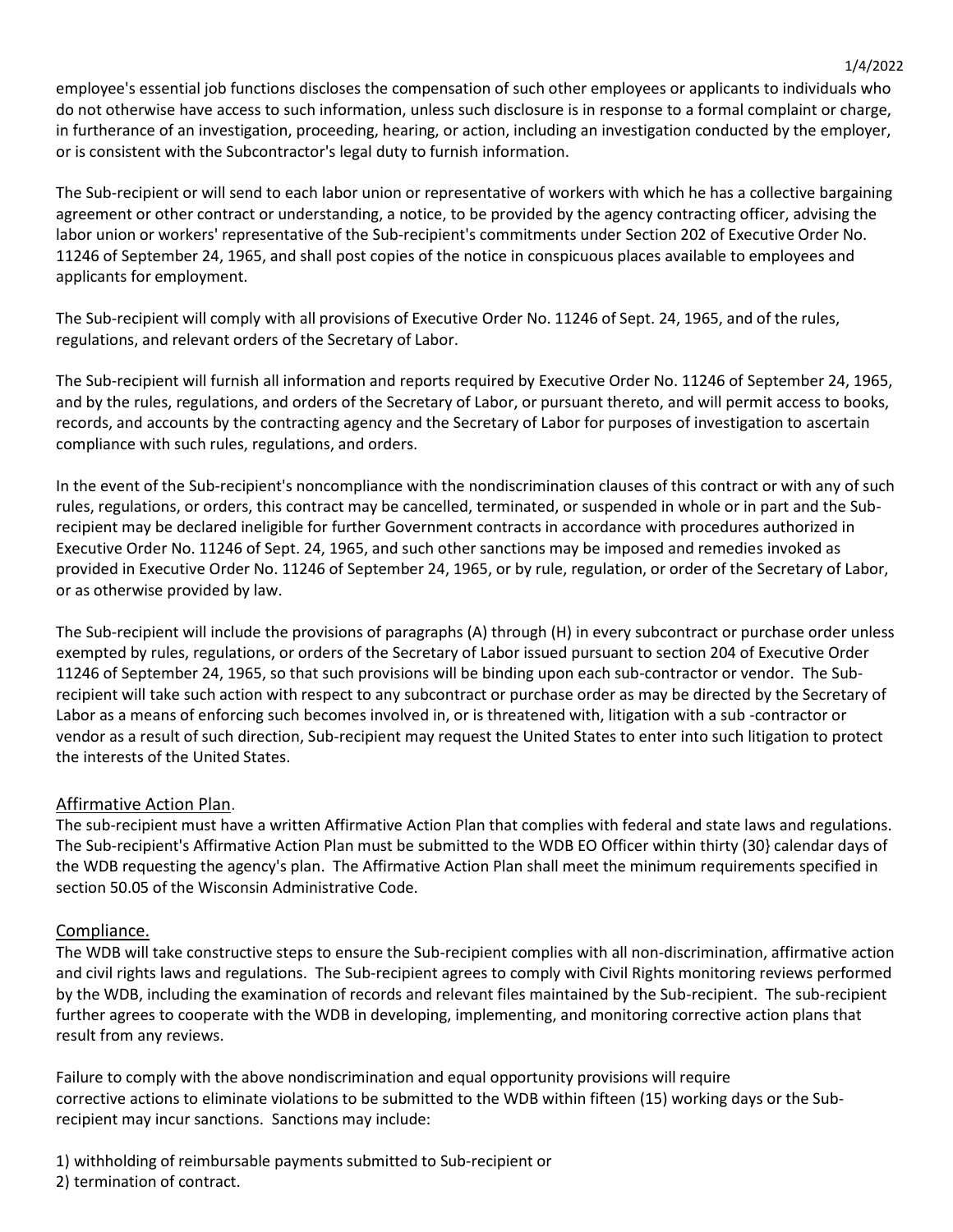employee's essential job functions discloses the compensation of such other employees or applicants to individuals who do not otherwise have access to such information, unless such disclosure is in response to a formal complaint or charge, in furtherance of an investigation, proceeding, hearing, or action, including an investigation conducted by the employer, or is consistent with the Subcontractor's legal duty to furnish information.

The Sub-recipient or will send to each labor union or representative of workers with which he has a collective bargaining agreement or other contract or understanding, a notice, to be provided by the agency contracting officer, advising the labor union or workers' representative of the Sub-recipient's commitments under Section 202 of Executive Order No. 11246 of September 24, 1965, and shall post copies of the notice in conspicuous places available to employees and applicants for employment.

The Sub-recipient will comply with all provisions of Executive Order No. 11246 of Sept. 24, 1965, and of the rules, regulations, and relevant orders of the Secretary of Labor.

The Sub-recipient will furnish all information and reports required by Executive Order No. 11246 of September 24, 1965, and by the rules, regulations, and orders of the Secretary of Labor, or pursuant thereto, and will permit access to books, records, and accounts by the contracting agency and the Secretary of Labor for purposes of investigation to ascertain compliance with such rules, regulations, and orders.

In the event of the Sub-recipient's noncompliance with the nondiscrimination clauses of this contract or with any of such rules, regulations, or orders, this contract may be cancelled, terminated, or suspended in whole or in part and the Sub-recipient may be declared ineligible for further Government contracts in accordance with procedures authorized in Executive Order No. 11246 of Sept. 24, 1965, and such other sanctions may be imposed and remedies invoked as provided in Executive Order No. 11246 of September 24, 1965, or by rule, regulation, or order of the Secretary of Labor, or as otherwise provided by law.

The Sub-recipient will include the provisions of paragraphs (A) through (H) in every subcontract or purchase order unless exempted by rules, regulations, or orders of the Secretary of Labor issued pursuant to section 204 of Executive Order 11246 of September 24, 1965, so that such provisions will be binding upon each sub-contractor or vendor. The Sub-recipient will take such action with respect to any subcontract or purchase order as may be directed by the Secretary of Labor as a means of enforcing such becomes involved in, or is threatened with, litigation with a sub -contractor or vendor as a result of such direction, Sub-recipient may request the United States to enter into such litigation to protect the interests of the United States.

## Affirmative Action Plan.

The sub-recipient must have a written Affirmative Action Plan that complies with federal and state laws and regulations. The Sub-recipient's Affirmative Action Plan must be submitted to the WDB EO Officer within thirty (30} calendar days of the WDB requesting the agency's plan. The Affirmative Action Plan shall meet the minimum requirements specified in section 50.05 of the Wisconsin Administrative Code.

## Compliance.

The WDB will take constructive steps to ensure the Sub-recipient complies with all non-discrimination, affirmative action and civil rights laws and regulations. The Sub-recipient agrees to comply with Civil Rights monitoring reviews performed by the WDB, including the examination of records and relevant files maintained by the Sub-recipient. The sub-recipient further agrees to cooperate with the WDB in developing, implementing, and monitoring corrective action plans that result from any reviews.

Failure to comply with the above nondiscrimination and equal opportunity provisions will require corrective actions to eliminate violations to be submitted to the WDB within fifteen (15) working days or the Sub-recipient may incur sanctions. Sanctions may include:

1) withholding of reimbursable payments submitted to Sub-recipient or
2) termination of contract.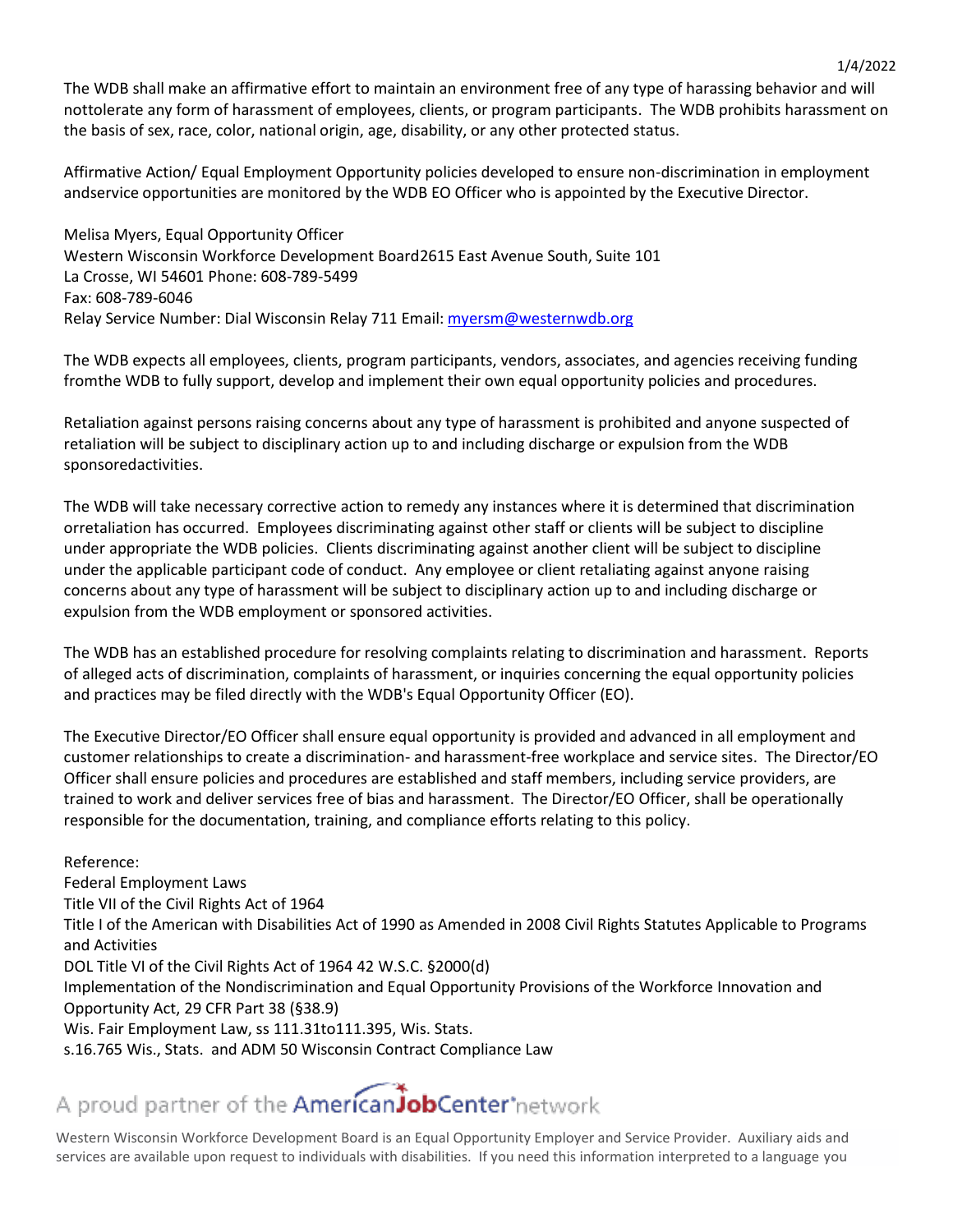The WDB shall make an affirmative effort to maintain an environment free of any type of harassing behavior and will nottolerate any form of harassment of employees, clients, or program participants. The WDB prohibits harassment on the basis of sex, race, color, national origin, age, disability, or any other protected status.

Affirmative Action/ Equal Employment Opportunity policies developed to ensure non-discrimination in employment andservice opportunities are monitored by the WDB EO Officer who is appointed by the Executive Director.

Melisa Myers, Equal Opportunity Officer
Western Wisconsin Workforce Development Board2615 East Avenue South, Suite 101
La Crosse, WI 54601 Phone: 608-789-5499
Fax: 608-789-6046
Relay Service Number: Dial Wisconsin Relay 711 Email: myersm@westernwdb.org

The WDB expects all employees, clients, program participants, vendors, associates, and agencies receiving funding fromthe WDB to fully support, develop and implement their own equal opportunity policies and procedures.

Retaliation against persons raising concerns about any type of harassment is prohibited and anyone suspected of retaliation will be subject to disciplinary action up to and including discharge or expulsion from the WDB sponsoredactivities.

The WDB will take necessary corrective action to remedy any instances where it is determined that discrimination orretaliation has occurred. Employees discriminating against other staff or clients will be subject to discipline under appropriate the WDB policies. Clients discriminating against another client will be subject to discipline under the applicable participant code of conduct. Any employee or client retaliating against anyone raising concerns about any type of harassment will be subject to disciplinary action up to and including discharge or expulsion from the WDB employment or sponsored activities.

The WDB has an established procedure for resolving complaints relating to discrimination and harassment. Reports of alleged acts of discrimination, complaints of harassment, or inquiries concerning the equal opportunity policies and practices may be filed directly with the WDB's Equal Opportunity Officer (EO).

The Executive Director/EO Officer shall ensure equal opportunity is provided and advanced in all employment and customer relationships to create a discrimination- and harassment-free workplace and service sites. The Director/EO Officer shall ensure policies and procedures are established and staff members, including service providers, are trained to work and deliver services free of bias and harassment. The Director/EO Officer, shall be operationally responsible for the documentation, training, and compliance efforts relating to this policy.

Reference:
Federal Employment Laws
Title VII of the Civil Rights Act of 1964
Title I of the American with Disabilities Act of 1990 as Amended in 2008 Civil Rights Statutes Applicable to Programs and Activities
DOL Title VI of the Civil Rights Act of 1964 42 W.S.C. §2000(d)
Implementation of the Nondiscrimination and Equal Opportunity Provisions of the Workforce Innovation and Opportunity Act, 29 CFR Part 38 (§38.9)
Wis. Fair Employment Law, ss 111.31to111.395, Wis. Stats.
s.16.765 Wis., Stats. and ADM 50 Wisconsin Contract Compliance Law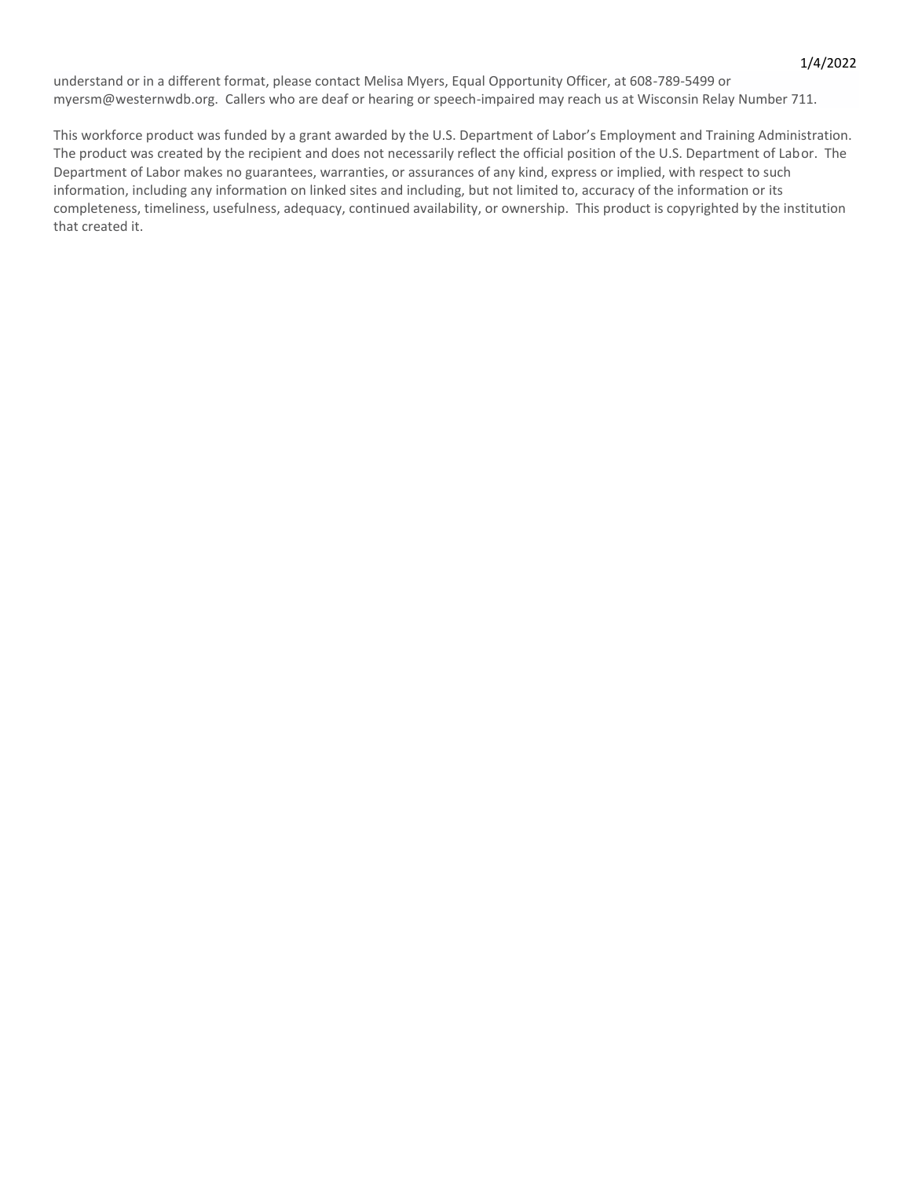understand or in a different format, please contact Melisa Myers, Equal Opportunity Officer, at 608-789-5499 or myersm@westernwdb.org. Callers who are deaf or hearing or speech-impaired may reach us at Wisconsin Relay Number 711.

This workforce product was funded by a grant awarded by the U.S. Department of Labor's Employment and Training Administration. The product was created by the recipient and does not necessarily reflect the official position of the U.S. Department of Labor. The Department of Labor makes no guarantees, warranties, or assurances of any kind, express or implied, with respect to such information, including any information on linked sites and including, but not limited to, accuracy of the information or its completeness, timeliness, usefulness, adequacy, continued availability, or ownership. This product is copyrighted by the institution that created it.